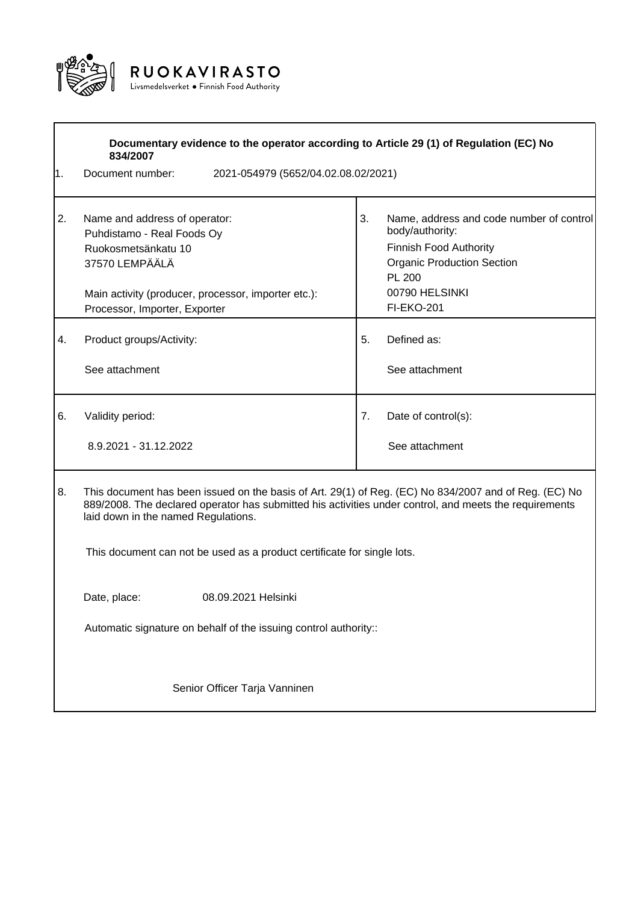RUOKAVIRASTO
Livsmedelsverket • Finnish Food Authority

**Documentary evidence to the operator according to Article 29 (1) of Regulation (EC) No 834/2007**

| | | | |
|---|---|---|---|
| 1. | Document number: 2021-054979 (5652/04.02.08.02/2021) | | |
| 2. | Name and address of operator:<br>Puhdistamo - Real Foods Oy<br>Ruokosmetsänkatu 10<br>37570 LEMPÄÄLÄ<br><br>Main activity (producer, processor, importer etc.):<br>Processor, Importer, Exporter | 3. | Name, address and code number of control body/authority:<br>Finnish Food Authority<br>Organic Production Section<br>PL 200<br>00790 HELSINKI<br>FI-EKO-201 |
| 4. | Product groups/Activity:<br><br>See attachment | 5. | Defined as:<br><br>See attachment |
| 6. | Validity period:<br><br>8.9.2021 - 31.12.2022 | 7. | Date of control(s):<br><br>See attachment |

8. This document has been issued on the basis of Art. 29(1) of Reg. (EC) No 834/2007 and of Reg. (EC) No 889/2008. The declared operator has submitted his activities under control, and meets the requirements laid down in the named Regulations.

This document can not be used as a product certificate for single lots.

Date, place: 08.09.2021 Helsinki

Automatic signature on behalf of the issuing control authority::

Senior Officer Tarja Vanninen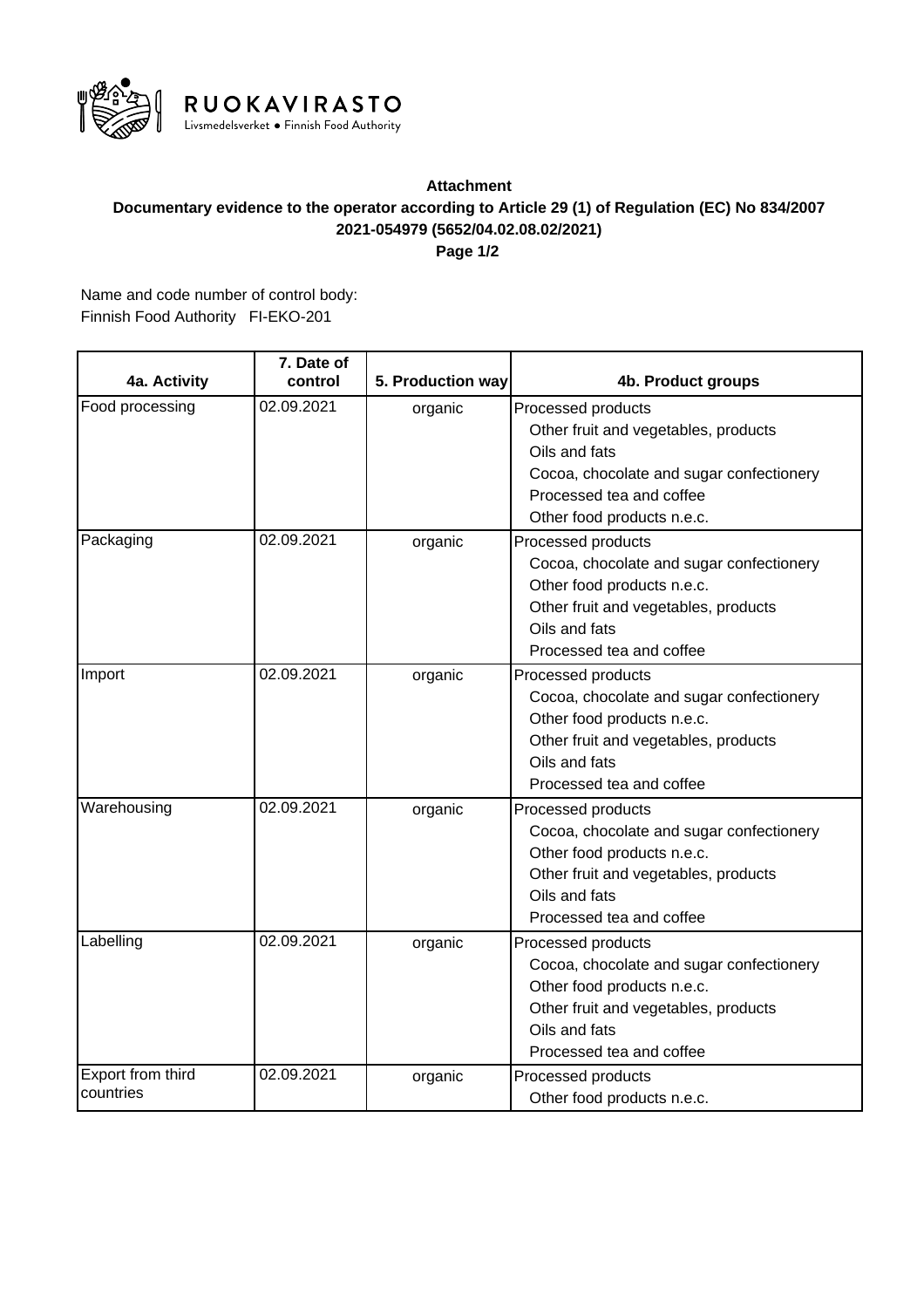RUOKAVIRASTO

Livsmedelsverket • Finnish Food Authority

**Attachment**

**Documentary evidence to the operator according to Article 29 (1) of Regulation (EC) No 834/2007**

**2021-054979 (5652/04.02.08.02/2021)**

**Page 1/2**

Name and code number of control body:
Finnish Food Authority FI-EKO-201

| 4a. Activity | 7. Date of control | 5. Production way | 4b. Product groups |
|---|---|---|---|
| Food processing | 02.09.2021 | organic | Processed products<br>Other fruit and vegetables, products<br>Oils and fats<br>Cocoa, chocolate and sugar confectionery<br>Processed tea and coffee<br>Other food products n.e.c. |
| Packaging | 02.09.2021 | organic | Processed products<br>Cocoa, chocolate and sugar confectionery<br>Other food products n.e.c.<br>Other fruit and vegetables, products<br>Oils and fats<br>Processed tea and coffee |
| Import | 02.09.2021 | organic | Processed products<br>Cocoa, chocolate and sugar confectionery<br>Other food products n.e.c.<br>Other fruit and vegetables, products<br>Oils and fats<br>Processed tea and coffee |
| Warehousing | 02.09.2021 | organic | Processed products<br>Cocoa, chocolate and sugar confectionery<br>Other food products n.e.c.<br>Other fruit and vegetables, products<br>Oils and fats<br>Processed tea and coffee |
| Labelling | 02.09.2021 | organic | Processed products<br>Cocoa, chocolate and sugar confectionery<br>Other food products n.e.c.<br>Other fruit and vegetables, products<br>Oils and fats<br>Processed tea and coffee |
| Export from third countries | 02.09.2021 | organic | Processed products<br>Other food products n.e.c. |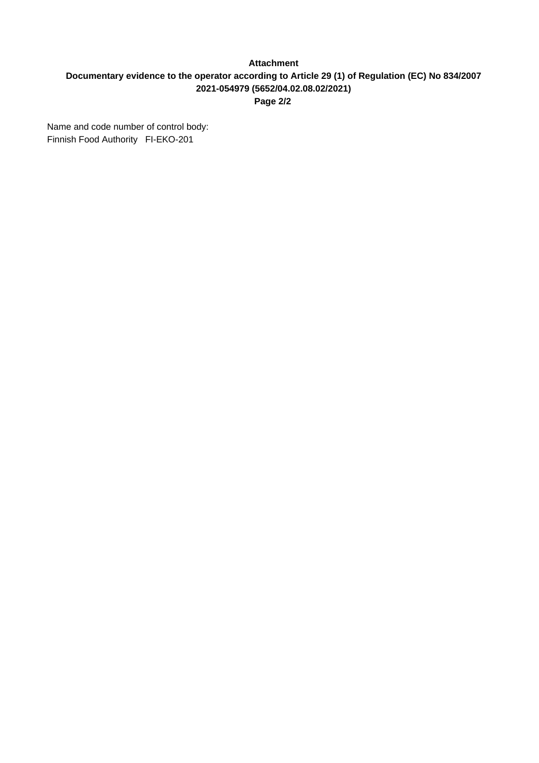**Attachment**
**Documentary evidence to the operator according to Article 29 (1) of Regulation (EC) No 834/2007**
**2021-054979 (5652/04.02.08.02/2021)**
**Page 2/2**

Name and code number of control body:
Finnish Food Authority FI-EKO-201